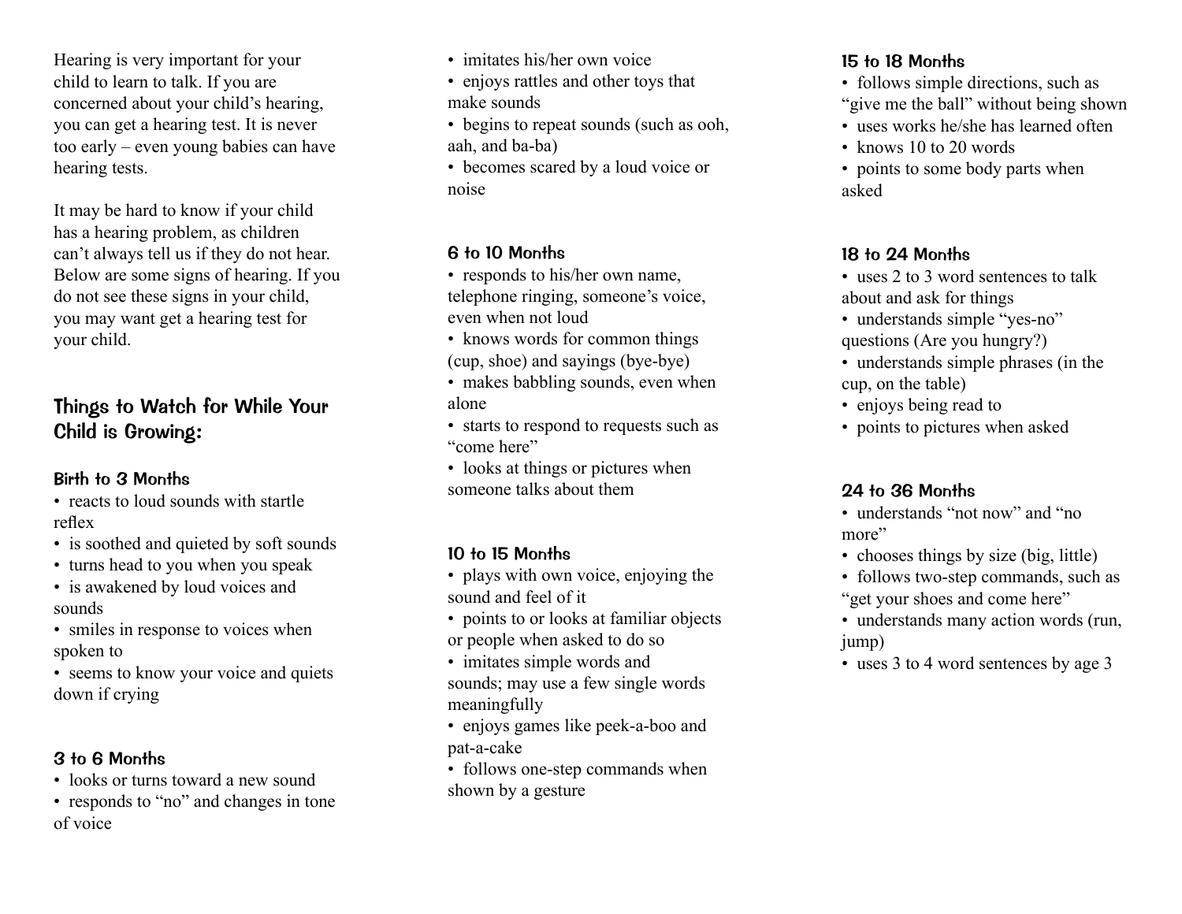Hearing is very important for your child to learn to talk. If you are concerned about your child's hearing, you can get a hearing test. It is never too early – even young babies can have hearing tests.

It may be hard to know if your child has a hearing problem, as children can't always tell us if they do not hear. Below are some signs of hearing. If you do not see these signs in your child, you may want get a hearing test for your child.

## Things to Watch for While Your Child is Growing:

### Birth to 3 Months

- reacts to loud sounds with startle reflex
- is soothed and quieted by soft sounds
- turns head to you when you speak
- is awakened by loud voices and sounds
- smiles in response to voices when spoken to
- seems to know your voice and quiets down if crying

### 3 to 6 Months

- looks or turns toward a new sound
- responds to "no" and changes in tone of voice
- imitates his/her own voice
- enjoys rattles and other toys that make sounds
- begins to repeat sounds (such as ooh, aah, and ba-ba)
- becomes scared by a loud voice or noise

### 6 to 10 Months

- responds to his/her own name, telephone ringing, someone's voice, even when not loud
- knows words for common things (cup, shoe) and sayings (bye-bye)
- makes babbling sounds, even when alone
- starts to respond to requests such as "come here"
- looks at things or pictures when someone talks about them

### 10 to 15 Months

- plays with own voice, enjoying the sound and feel of it
- points to or looks at familiar objects or people when asked to do so
- imitates simple words and sounds; may use a few single words meaningfully
- enjoys games like peek-a-boo and pat-a-cake
- follows one-step commands when shown by a gesture

### 15 to 18 Months

- follows simple directions, such as "give me the ball" without being shown
- uses works he/she has learned often
- knows 10 to 20 words
- points to some body parts when asked

### 18 to 24 Months

- uses 2 to 3 word sentences to talk about and ask for things
- understands simple "yes-no" questions (Are you hungry?)
- understands simple phrases (in the cup, on the table)
- enjoys being read to
- points to pictures when asked

### 24 to 36 Months

- understands "not now" and "no more"
- chooses things by size (big, little)
- follows two-step commands, such as "get your shoes and come here"
- understands many action words (run, jump)
- uses 3 to 4 word sentences by age 3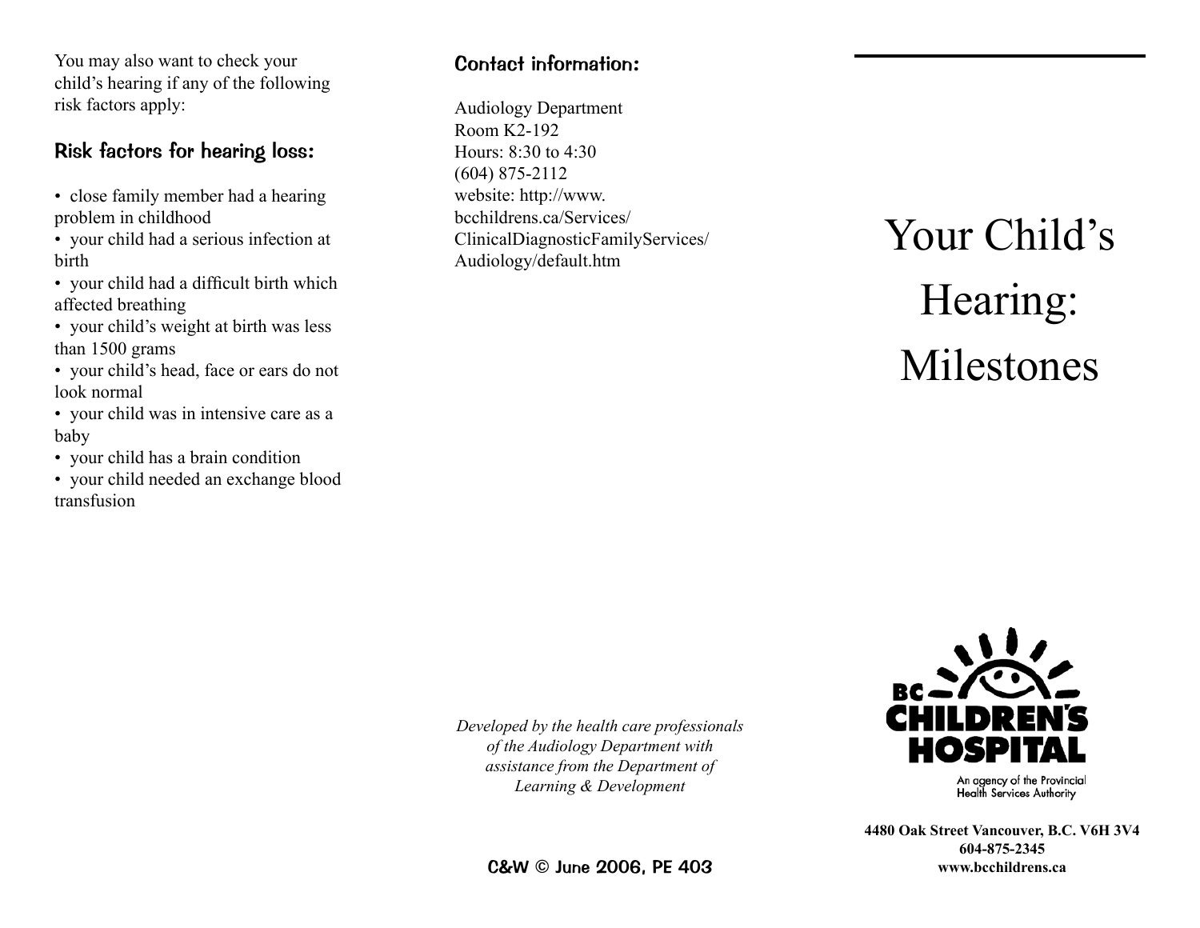You may also want to check your child's hearing if any of the following risk factors apply:

## Risk factors for hearing loss:

- close family member had a hearing problem in childhood
- your child had a serious infection at birth
- your child had a difficult birth which affected breathing
- your child's weight at birth was less than 1500 grams
- your child's head, face or ears do not look normal
- your child was in intensive care as a baby
- your child has a brain condition
- your child needed an exchange blood transfusion

## Contact information:

Audiology Department
Room K2-192
Hours: 8:30 to 4:30
(604) 875-2112
website: http://www.bcchildrens.ca/Services/ClinicalDiagnosticFamilyServices/Audiology/default.htm

*Developed by the health care professionals of the Audiology Department with assistance from the Department of Learning & Development*

C&W © June 2006, PE 403

# Your Child's Hearing: Milestones

BC CHILDREN'S HOSPITAL

An agency of the Provincial Health Services Authority

**4480 Oak Street Vancouver, B.C. V6H 3V4**
**604-875-2345**
**www.bcchildrens.ca**